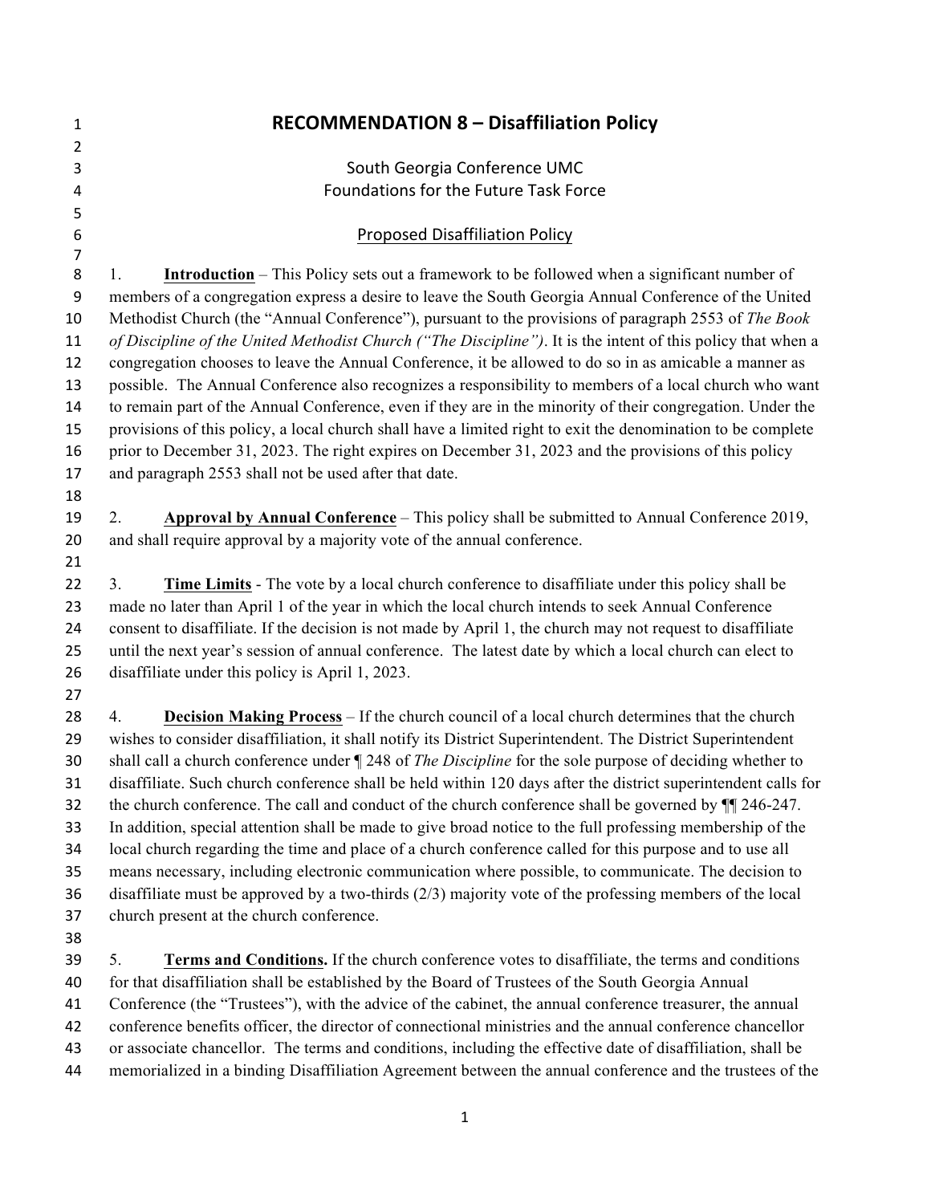# RECOMMENDATION 8 – Disaffiliation Policy

South Georgia Conference UMC
Foundations for the Future Task Force

Proposed Disaffiliation Policy

1. **Introduction** – This Policy sets out a framework to be followed when a significant number of members of a congregation express a desire to leave the South Georgia Annual Conference of the United Methodist Church (the "Annual Conference"), pursuant to the provisions of paragraph 2553 of *The Book of Discipline of the United Methodist Church ("The Discipline")*. It is the intent of this policy that when a congregation chooses to leave the Annual Conference, it be allowed to do so in as amicable a manner as possible. The Annual Conference also recognizes a responsibility to members of a local church who want to remain part of the Annual Conference, even if they are in the minority of their congregation. Under the provisions of this policy, a local church shall have a limited right to exit the denomination to be complete prior to December 31, 2023. The right expires on December 31, 2023 and the provisions of this policy and paragraph 2553 shall not be used after that date.

2. **Approval by Annual Conference** – This policy shall be submitted to Annual Conference 2019, and shall require approval by a majority vote of the annual conference.

3. **Time Limits** - The vote by a local church conference to disaffiliate under this policy shall be made no later than April 1 of the year in which the local church intends to seek Annual Conference consent to disaffiliate. If the decision is not made by April 1, the church may not request to disaffiliate until the next year's session of annual conference. The latest date by which a local church can elect to disaffiliate under this policy is April 1, 2023.

4. **Decision Making Process** – If the church council of a local church determines that the church wishes to consider disaffiliation, it shall notify its District Superintendent. The District Superintendent shall call a church conference under ¶ 248 of *The Discipline* for the sole purpose of deciding whether to disaffiliate. Such church conference shall be held within 120 days after the district superintendent calls for the church conference. The call and conduct of the church conference shall be governed by ¶¶ 246-247. In addition, special attention shall be made to give broad notice to the full professing membership of the local church regarding the time and place of a church conference called for this purpose and to use all means necessary, including electronic communication where possible, to communicate. The decision to disaffiliate must be approved by a two-thirds (2/3) majority vote of the professing members of the local church present at the church conference.

5. **Terms and Conditions.** If the church conference votes to disaffiliate, the terms and conditions for that disaffiliation shall be established by the Board of Trustees of the South Georgia Annual Conference (the "Trustees"), with the advice of the cabinet, the annual conference treasurer, the annual conference benefits officer, the director of connectional ministries and the annual conference chancellor or associate chancellor. The terms and conditions, including the effective date of disaffiliation, shall be memorialized in a binding Disaffiliation Agreement between the annual conference and the trustees of the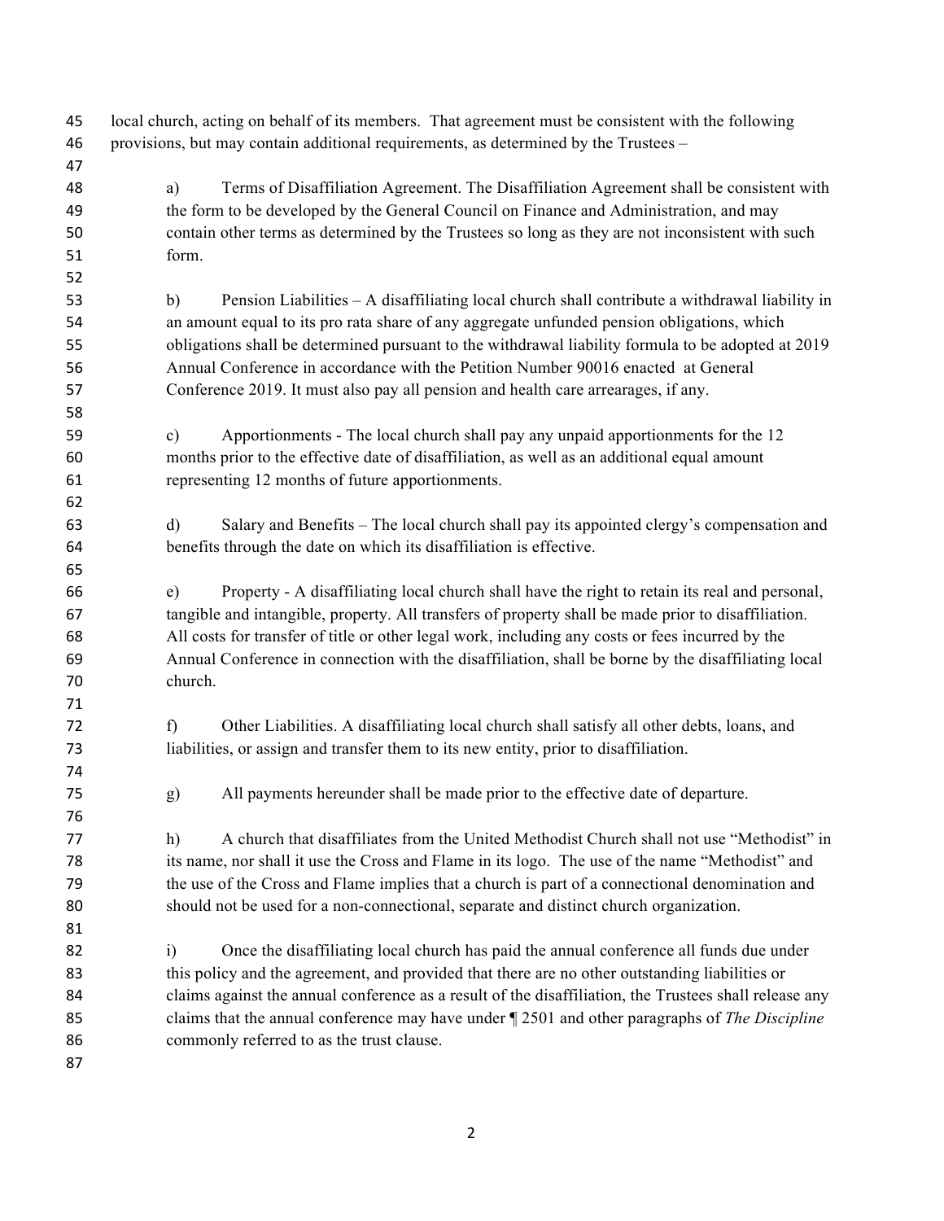local church, acting on behalf of its members. That agreement must be consistent with the following provisions, but may contain additional requirements, as determined by the Trustees –

a) Terms of Disaffiliation Agreement. The Disaffiliation Agreement shall be consistent with the form to be developed by the General Council on Finance and Administration, and may contain other terms as determined by the Trustees so long as they are not inconsistent with such form.

b) Pension Liabilities – A disaffiliating local church shall contribute a withdrawal liability in an amount equal to its pro rata share of any aggregate unfunded pension obligations, which obligations shall be determined pursuant to the withdrawal liability formula to be adopted at 2019 Annual Conference in accordance with the Petition Number 90016 enacted at General Conference 2019. It must also pay all pension and health care arrearages, if any.

c) Apportionments - The local church shall pay any unpaid apportionments for the 12 months prior to the effective date of disaffiliation, as well as an additional equal amount representing 12 months of future apportionments.

d) Salary and Benefits – The local church shall pay its appointed clergy's compensation and benefits through the date on which its disaffiliation is effective.

e) Property - A disaffiliating local church shall have the right to retain its real and personal, tangible and intangible, property. All transfers of property shall be made prior to disaffiliation. All costs for transfer of title or other legal work, including any costs or fees incurred by the Annual Conference in connection with the disaffiliation, shall be borne by the disaffiliating local church.

f) Other Liabilities. A disaffiliating local church shall satisfy all other debts, loans, and liabilities, or assign and transfer them to its new entity, prior to disaffiliation.

g) All payments hereunder shall be made prior to the effective date of departure.

h) A church that disaffiliates from the United Methodist Church shall not use "Methodist" in its name, nor shall it use the Cross and Flame in its logo. The use of the name "Methodist" and the use of the Cross and Flame implies that a church is part of a connectional denomination and should not be used for a non-connectional, separate and distinct church organization.

i) Once the disaffiliating local church has paid the annual conference all funds due under this policy and the agreement, and provided that there are no other outstanding liabilities or claims against the annual conference as a result of the disaffiliation, the Trustees shall release any claims that the annual conference may have under ¶ 2501 and other paragraphs of *The Discipline* commonly referred to as the trust clause.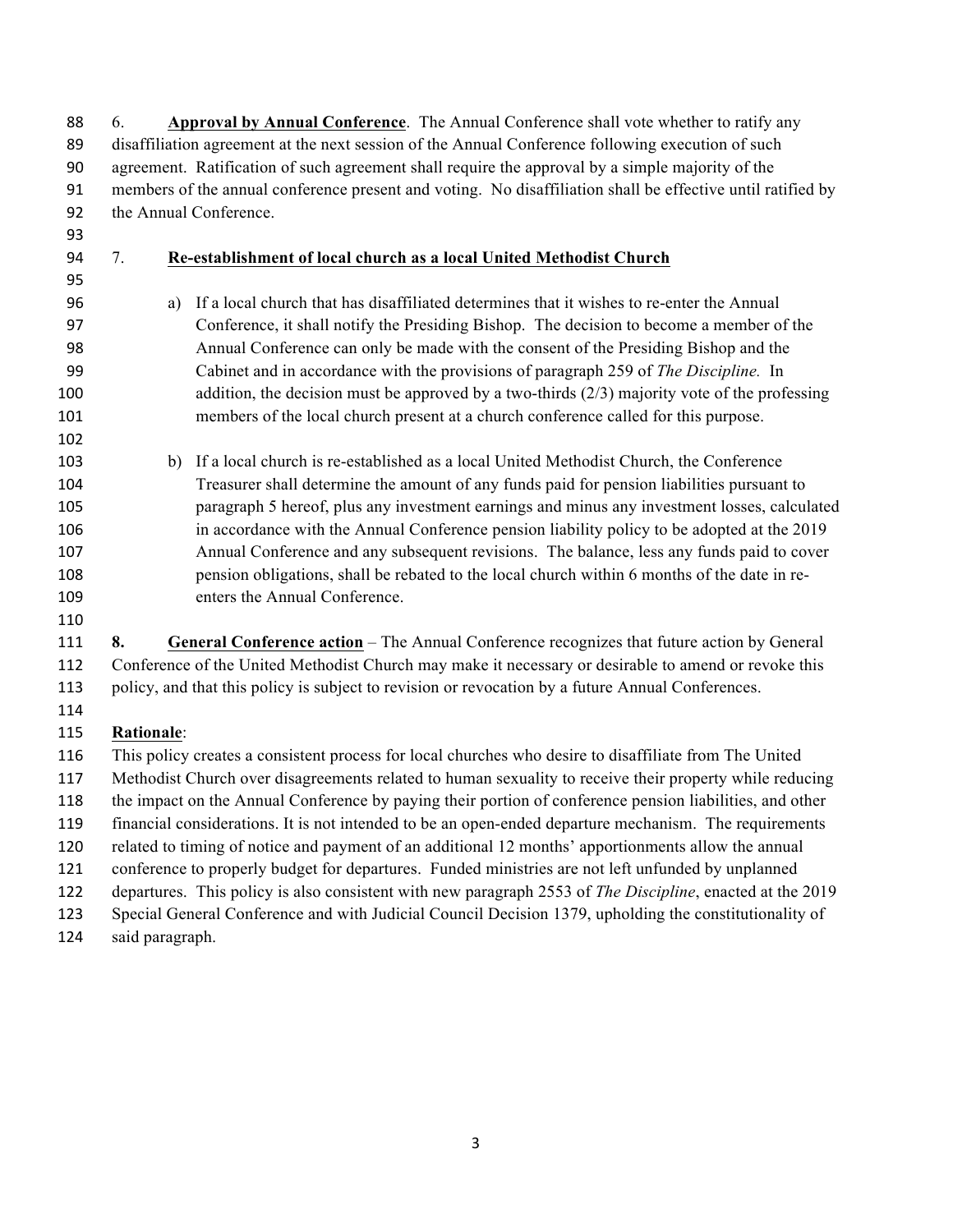6. **Approval by Annual Conference**. The Annual Conference shall vote whether to ratify any disaffiliation agreement at the next session of the Annual Conference following execution of such agreement. Ratification of such agreement shall require the approval by a simple majority of the members of the annual conference present and voting. No disaffiliation shall be effective until ratified by the Annual Conference.

7. **Re-establishment of local church as a local United Methodist Church**

   a) If a local church that has disaffiliated determines that it wishes to re-enter the Annual Conference, it shall notify the Presiding Bishop. The decision to become a member of the Annual Conference can only be made with the consent of the Presiding Bishop and the Cabinet and in accordance with the provisions of paragraph 259 of *The Discipline.* In addition, the decision must be approved by a two-thirds (2/3) majority vote of the professing members of the local church present at a church conference called for this purpose.

   b) If a local church is re-established as a local United Methodist Church, the Conference Treasurer shall determine the amount of any funds paid for pension liabilities pursuant to paragraph 5 hereof, plus any investment earnings and minus any investment losses, calculated in accordance with the Annual Conference pension liability policy to be adopted at the 2019 Annual Conference and any subsequent revisions. The balance, less any funds paid to cover pension obligations, shall be rebated to the local church within 6 months of the date in re-enters the Annual Conference.

**8. General Conference action** – The Annual Conference recognizes that future action by General Conference of the United Methodist Church may make it necessary or desirable to amend or revoke this policy, and that this policy is subject to revision or revocation by a future Annual Conferences.

**Rationale**:
This policy creates a consistent process for local churches who desire to disaffiliate from The United Methodist Church over disagreements related to human sexuality to receive their property while reducing the impact on the Annual Conference by paying their portion of conference pension liabilities, and other financial considerations. It is not intended to be an open-ended departure mechanism. The requirements related to timing of notice and payment of an additional 12 months' apportionments allow the annual conference to properly budget for departures. Funded ministries are not left unfunded by unplanned departures. This policy is also consistent with new paragraph 2553 of *The Discipline*, enacted at the 2019 Special General Conference and with Judicial Council Decision 1379, upholding the constitutionality of said paragraph.